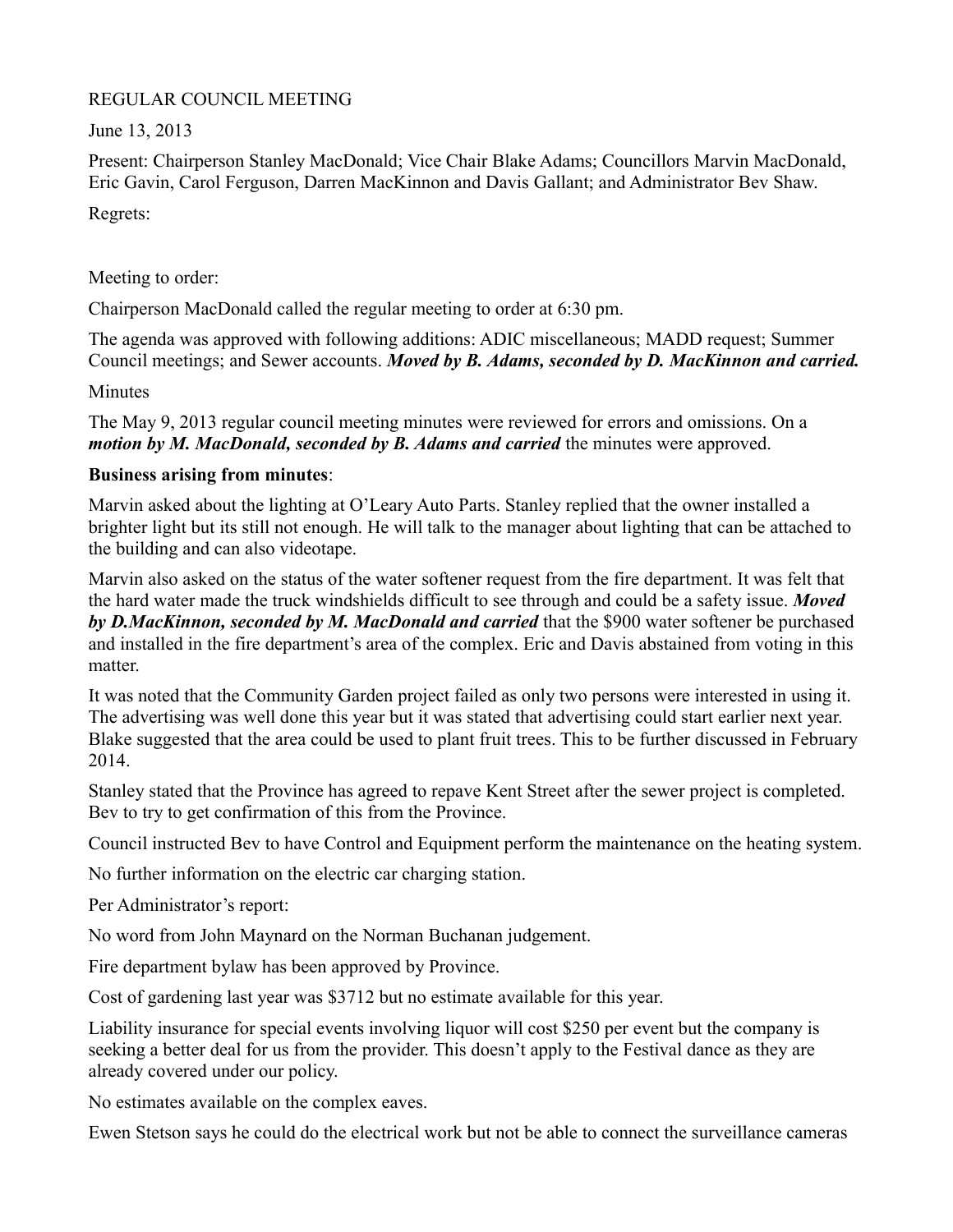REGULAR COUNCIL MEETING

June 13, 2013

Present: Chairperson Stanley MacDonald; Vice Chair Blake Adams; Councillors Marvin MacDonald, Eric Gavin, Carol Ferguson, Darren MacKinnon and Davis Gallant; and Administrator Bev Shaw.

Regrets:

Meeting to order:

Chairperson MacDonald called the regular meeting to order at 6:30 pm.

The agenda was approved with following additions: ADIC miscellaneous; MADD request; Summer Council meetings; and Sewer accounts. ***Moved by B. Adams, seconded by D. MacKinnon and carried.***

Minutes

The May 9, 2013 regular council meeting minutes were reviewed for errors and omissions. On a ***motion by M. MacDonald, seconded by B. Adams and carried*** the minutes were approved.

**Business arising from minutes**:

Marvin asked about the lighting at O'Leary Auto Parts. Stanley replied that the owner installed a brighter light but its still not enough. He will talk to the manager about lighting that can be attached to the building and can also videotape.

Marvin also asked on the status of the water softener request from the fire department. It was felt that the hard water made the truck windshields difficult to see through and could be a safety issue. ***Moved by D.MacKinnon, seconded by M. MacDonald and carried*** that the $900 water softener be purchased and installed in the fire department's area of the complex. Eric and Davis abstained from voting in this matter.

It was noted that the Community Garden project failed as only two persons were interested in using it. The advertising was well done this year but it was stated that advertising could start earlier next year. Blake suggested that the area could be used to plant fruit trees. This to be further discussed in February 2014.

Stanley stated that the Province has agreed to repave Kent Street after the sewer project is completed. Bev to try to get confirmation of this from the Province.

Council instructed Bev to have Control and Equipment perform the maintenance on the heating system.

No further information on the electric car charging station.

Per Administrator's report:

No word from John Maynard on the Norman Buchanan judgement.

Fire department bylaw has been approved by Province.

Cost of gardening last year was $3712 but no estimate available for this year.

Liability insurance for special events involving liquor will cost $250 per event but the company is seeking a better deal for us from the provider. This doesn't apply to the Festival dance as they are already covered under our policy.

No estimates available on the complex eaves.

Ewen Stetson says he could do the electrical work but not be able to connect the surveillance cameras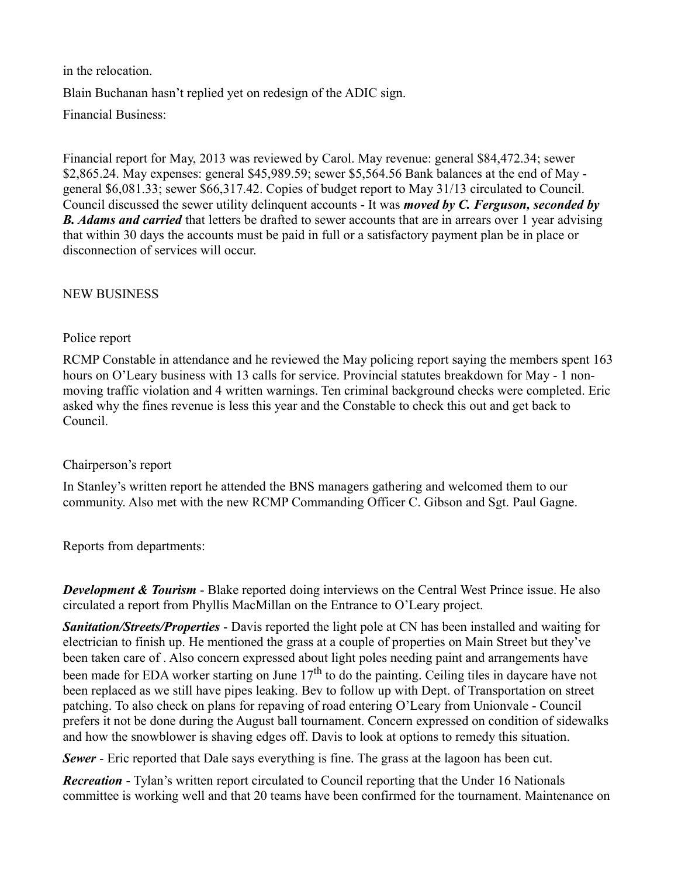in the relocation.

Blain Buchanan hasn't replied yet on redesign of the ADIC sign.

Financial Business:

Financial report for May, 2013 was reviewed by Carol. May revenue: general $84,472.34; sewer $2,865.24. May expenses: general $45,989.59; sewer $5,564.56 Bank balances at the end of May - general $6,081.33; sewer $66,317.42. Copies of budget report to May 31/13 circulated to Council. Council discussed the sewer utility delinquent accounts - It was ***moved by C. Ferguson, seconded by B. Adams and carried*** that letters be drafted to sewer accounts that are in arrears over 1 year advising that within 30 days the accounts must be paid in full or a satisfactory payment plan be in place or disconnection of services will occur.

NEW BUSINESS

Police report

RCMP Constable in attendance and he reviewed the May policing report saying the members spent 163 hours on O'Leary business with 13 calls for service. Provincial statutes breakdown for May - 1 non-moving traffic violation and 4 written warnings. Ten criminal background checks were completed. Eric asked why the fines revenue is less this year and the Constable to check this out and get back to Council.

Chairperson's report

In Stanley's written report he attended the BNS managers gathering and welcomed them to our community. Also met with the new RCMP Commanding Officer C. Gibson and Sgt. Paul Gagne.

Reports from departments:

***Development & Tourism*** - Blake reported doing interviews on the Central West Prince issue. He also circulated a report from Phyllis MacMillan on the Entrance to O'Leary project.

***Sanitation/Streets/Properties*** - Davis reported the light pole at CN has been installed and waiting for electrician to finish up. He mentioned the grass at a couple of properties on Main Street but they've been taken care of . Also concern expressed about light poles needing paint and arrangements have been made for EDA worker starting on June 17th to do the painting. Ceiling tiles in daycare have not been replaced as we still have pipes leaking. Bev to follow up with Dept. of Transportation on street patching. To also check on plans for repaving of road entering O'Leary from Unionvale - Council prefers it not be done during the August ball tournament. Concern expressed on condition of sidewalks and how the snowblower is shaving edges off. Davis to look at options to remedy this situation.

***Sewer*** - Eric reported that Dale says everything is fine. The grass at the lagoon has been cut.

***Recreation*** - Tylan's written report circulated to Council reporting that the Under 16 Nationals committee is working well and that 20 teams have been confirmed for the tournament. Maintenance on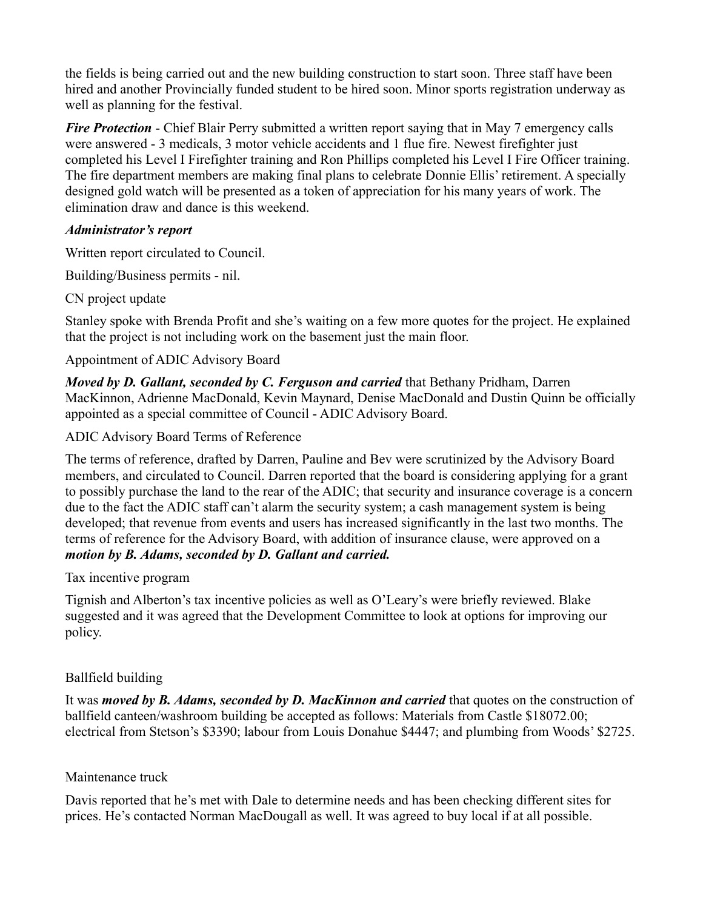the fields is being carried out and the new building construction to start soon. Three staff have been hired and another Provincially funded student to be hired soon. Minor sports registration underway as well as planning for the festival.

***Fire Protection*** - Chief Blair Perry submitted a written report saying that in May 7 emergency calls were answered - 3 medicals, 3 motor vehicle accidents and 1 flue fire. Newest firefighter just completed his Level I Firefighter training and Ron Phillips completed his Level I Fire Officer training. The fire department members are making final plans to celebrate Donnie Ellis' retirement. A specially designed gold watch will be presented as a token of appreciation for his many years of work. The elimination draw and dance is this weekend.

***Administrator's report***

Written report circulated to Council.

Building/Business permits - nil.

CN project update

Stanley spoke with Brenda Profit and she's waiting on a few more quotes for the project. He explained that the project is not including work on the basement just the main floor.

Appointment of ADIC Advisory Board

***Moved by D. Gallant, seconded by C. Ferguson and carried*** that Bethany Pridham, Darren MacKinnon, Adrienne MacDonald, Kevin Maynard, Denise MacDonald and Dustin Quinn be officially appointed as a special committee of Council - ADIC Advisory Board.

ADIC Advisory Board Terms of Reference

The terms of reference, drafted by Darren, Pauline and Bev were scrutinized by the Advisory Board members, and circulated to Council. Darren reported that the board is considering applying for a grant to possibly purchase the land to the rear of the ADIC; that security and insurance coverage is a concern due to the fact the ADIC staff can't alarm the security system; a cash management system is being developed; that revenue from events and users has increased significantly in the last two months. The terms of reference for the Advisory Board, with addition of insurance clause, were approved on a ***motion by B. Adams, seconded by D. Gallant and carried.***

Tax incentive program

Tignish and Alberton's tax incentive policies as well as O'Leary's were briefly reviewed. Blake suggested and it was agreed that the Development Committee to look at options for improving our policy.

Ballfield building

It was ***moved by B. Adams, seconded by D. MacKinnon and carried*** that quotes on the construction of ballfield canteen/washroom building be accepted as follows: Materials from Castle \$18072.00; electrical from Stetson's \$3390; labour from Louis Donahue \$4447; and plumbing from Woods' \$2725.

Maintenance truck

Davis reported that he's met with Dale to determine needs and has been checking different sites for prices. He's contacted Norman MacDougall as well. It was agreed to buy local if at all possible.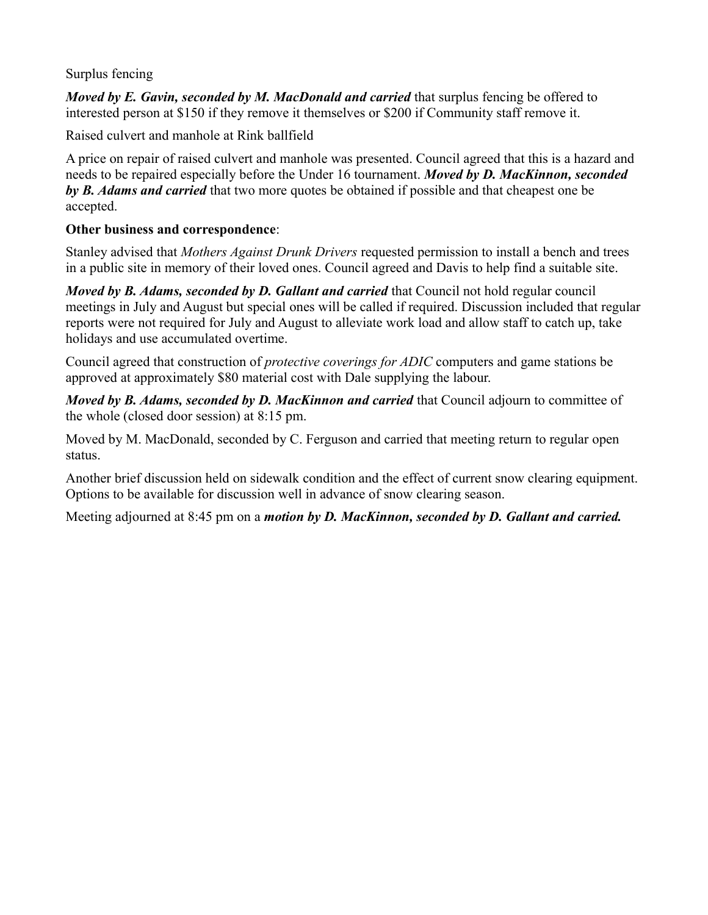Surplus fencing

***Moved by E. Gavin, seconded by M. MacDonald and carried*** that surplus fencing be offered to interested person at $150 if they remove it themselves or $200 if Community staff remove it.

Raised culvert and manhole at Rink ballfield

A price on repair of raised culvert and manhole was presented. Council agreed that this is a hazard and needs to be repaired especially before the Under 16 tournament. ***Moved by D. MacKinnon, seconded by B. Adams and carried*** that two more quotes be obtained if possible and that cheapest one be accepted.

**Other business and correspondence**:

Stanley advised that *Mothers Against Drunk Drivers* requested permission to install a bench and trees in a public site in memory of their loved ones. Council agreed and Davis to help find a suitable site.

***Moved by B. Adams, seconded by D. Gallant and carried*** that Council not hold regular council meetings in July and August but special ones will be called if required. Discussion included that regular reports were not required for July and August to alleviate work load and allow staff to catch up, take holidays and use accumulated overtime.

Council agreed that construction of *protective coverings for ADIC* computers and game stations be approved at approximately $80 material cost with Dale supplying the labour.

***Moved by B. Adams, seconded by D. MacKinnon and carried*** that Council adjourn to committee of the whole (closed door session) at 8:15 pm.

Moved by M. MacDonald, seconded by C. Ferguson and carried that meeting return to regular open status.

Another brief discussion held on sidewalk condition and the effect of current snow clearing equipment. Options to be available for discussion well in advance of snow clearing season.

Meeting adjourned at 8:45 pm on a ***motion by D. MacKinnon, seconded by D. Gallant and carried.***